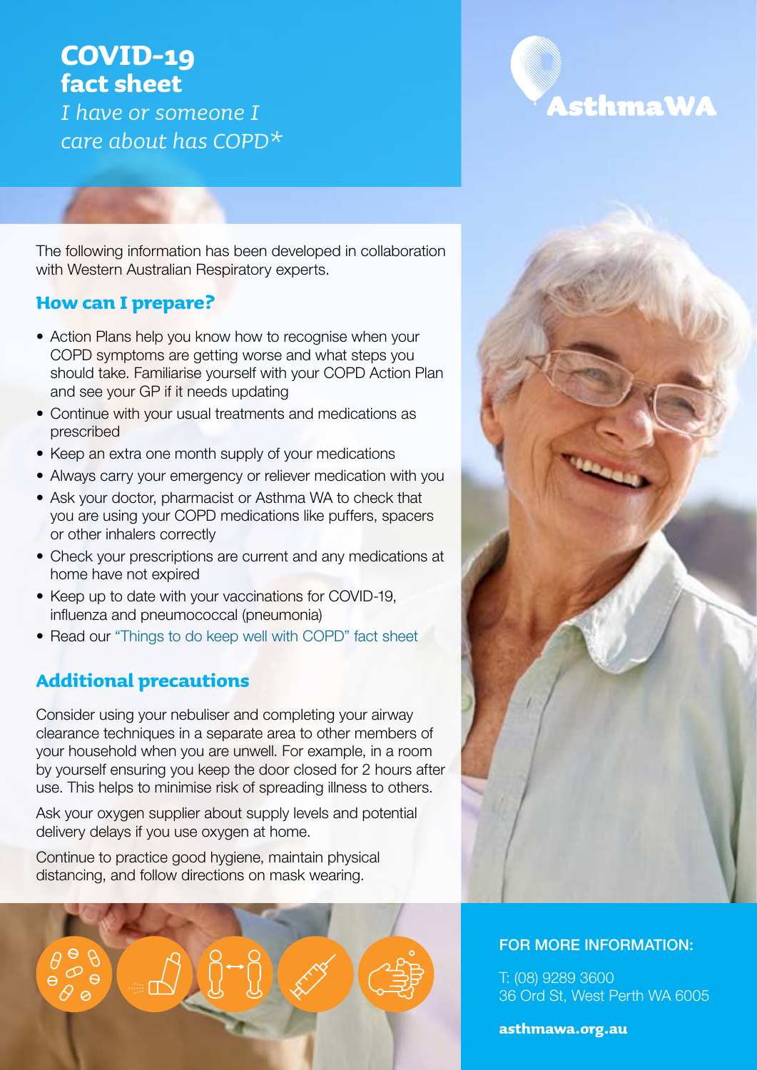# COVID-19 fact sheet

*I have or someone I care about has COPD**

AsthmaWA

The following information has been developed in collaboration with Western Australian Respiratory experts.

## How can I prepare?

- Action Plans help you know how to recognise when your COPD symptoms are getting worse and what steps you should take. Familiarise yourself with your COPD Action Plan and see your GP if it needs updating
- Continue with your usual treatments and medications as prescribed
- Keep an extra one month supply of your medications
- Always carry your emergency or reliever medication with you
- Ask your doctor, pharmacist or Asthma WA to check that you are using your COPD medications like puffers, spacers or other inhalers correctly
- Check your prescriptions are current and any medications at home have not expired
- Keep up to date with your vaccinations for COVID-19, influenza and pneumococcal (pneumonia)
- Read our "Things to do keep well with COPD" fact sheet

## Additional precautions

Consider using your nebuliser and completing your airway clearance techniques in a separate area to other members of your household when you are unwell. For example, in a room by yourself ensuring you keep the door closed for 2 hours after use. This helps to minimise risk of spreading illness to others.

Ask your oxygen supplier about supply levels and potential delivery delays if you use oxygen at home.

Continue to practice good hygiene, maintain physical distancing, and follow directions on mask wearing.

FOR MORE INFORMATION:

T: (08) 9289 3600
36 Ord St, West Perth WA 6005

**asthmawa.org.au**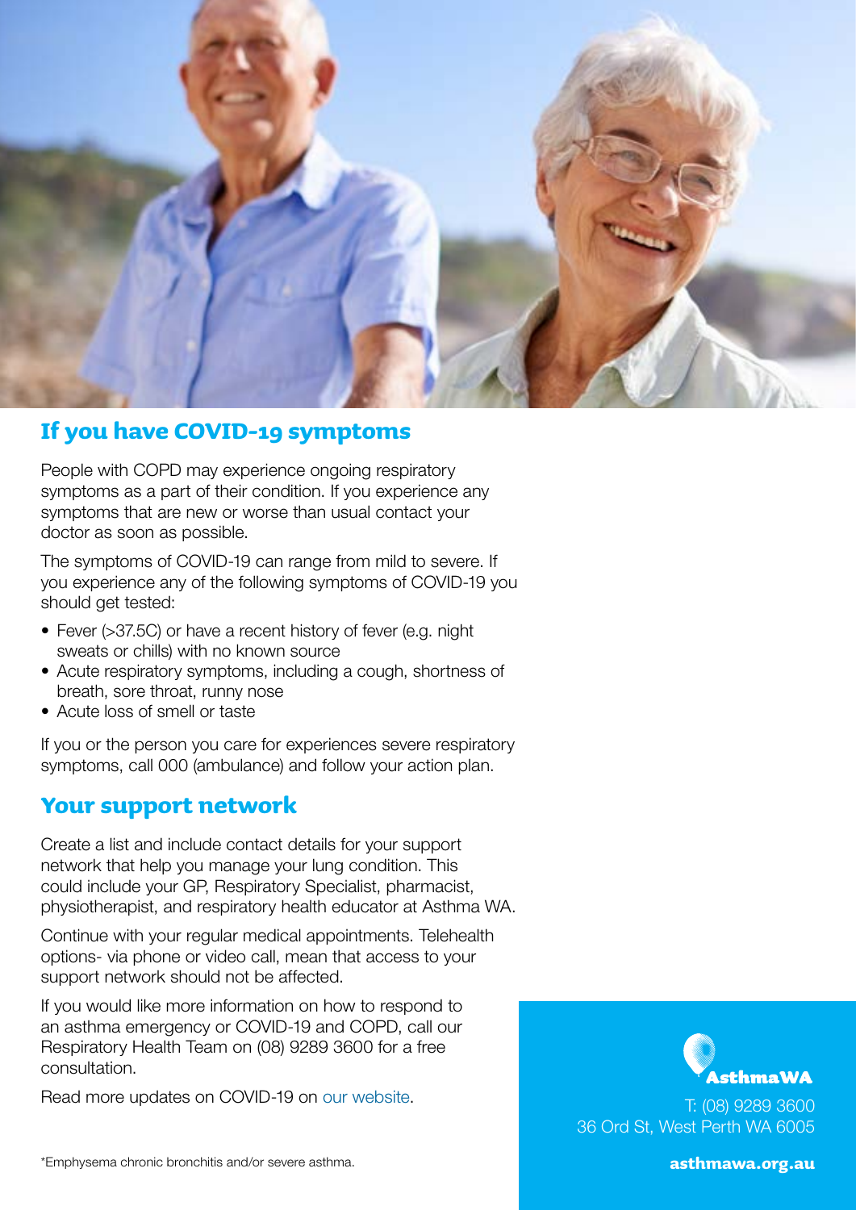## If you have COVID-19 symptoms

People with COPD may experience ongoing respiratory symptoms as a part of their condition. If you experience any symptoms that are new or worse than usual contact your doctor as soon as possible.

The symptoms of COVID-19 can range from mild to severe. If you experience any of the following symptoms of COVID-19 you should get tested:

- Fever (>37.5C) or have a recent history of fever (e.g. night sweats or chills) with no known source
- Acute respiratory symptoms, including a cough, shortness of breath, sore throat, runny nose
- Acute loss of smell or taste

If you or the person you care for experiences severe respiratory symptoms, call 000 (ambulance) and follow your action plan.

## Your support network

Create a list and include contact details for your support network that help you manage your lung condition. This could include your GP, Respiratory Specialist, pharmacist, physiotherapist, and respiratory health educator at Asthma WA.

Continue with your regular medical appointments. Telehealth options- via phone or video call, mean that access to your support network should not be affected.

If you would like more information on how to respond to an asthma emergency or COVID-19 and COPD, call our Respiratory Health Team on (08) 9289 3600 for a free consultation.

Read more updates on COVID-19 on our website.

\*Emphysema chronic bronchitis and/or severe asthma.

**AsthmaWA**

T: (08) 9289 3600
36 Ord St, West Perth WA 6005

**asthmawa.org.au**